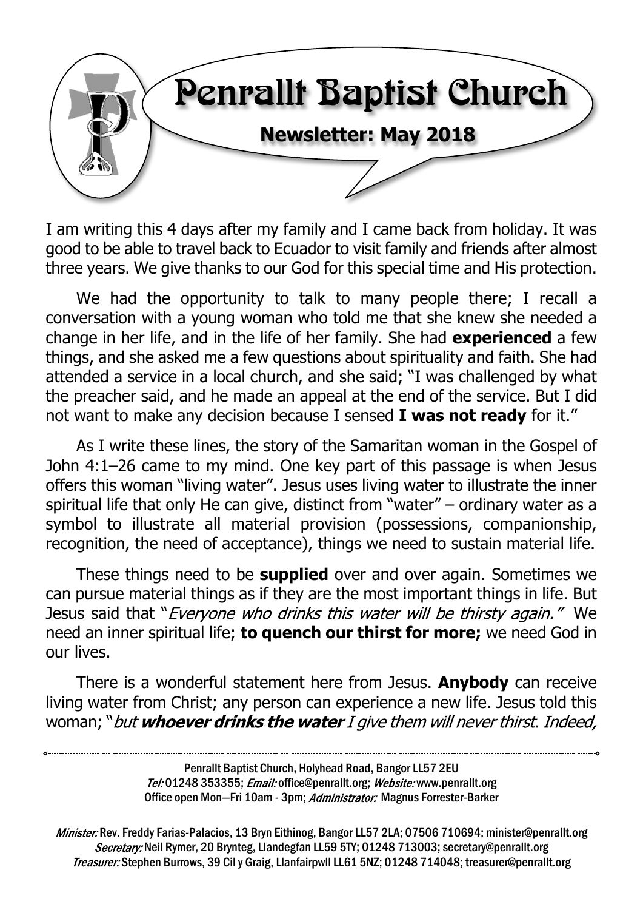# Penrallt Baptist Church

## Newsletter: May 2018

I am writing this 4 days after my family and I came back from holiday. It was good to be able to travel back to Ecuador to visit family and friends after almost three years. We give thanks to our God for this special time and His protection.

We had the opportunity to talk to many people there; I recall a conversation with a young woman who told me that she knew she needed a change in her life, and in the life of her family. She had **experienced** a few things, and she asked me a few questions about spirituality and faith. She had attended a service in a local church, and she said; "I was challenged by what the preacher said, and he made an appeal at the end of the service. But I did not want to make any decision because I sensed **I was not ready** for it."

As I write these lines, the story of the Samaritan woman in the Gospel of John 4:1–26 came to my mind. One key part of this passage is when Jesus offers this woman "living water". Jesus uses living water to illustrate the inner spiritual life that only He can give, distinct from "water" – ordinary water as a symbol to illustrate all material provision (possessions, companionship, recognition, the need of acceptance), things we need to sustain material life.

These things need to be **supplied** over and over again. Sometimes we can pursue material things as if they are the most important things in life. But Jesus said that "*Everyone who drinks this water will be thirsty again.*" We need an inner spiritual life; **to quench our thirst for more;** we need God in our lives.

There is a wonderful statement here from Jesus. **Anybody** can receive living water from Christ; any person can experience a new life. Jesus told this woman; "*but **whoever drinks the water** I give them will never thirst. Indeed,*

---

Penrallt Baptist Church, Holyhead Road, Bangor LL57 2EU
*Tel:* 01248 353355; *Email:* office@penrallt.org; *Website:* www.penrallt.org
Office open Mon—Fri 10am - 3pm; *Administrator:* Magnus Forrester-Barker

*Minister:* Rev. Freddy Farias-Palacios, 13 Bryn Eithinog, Bangor LL57 2LA; 07506 710694; minister@penrallt.org
*Secretary:* Neil Rymer, 20 Brynteg, Llandegfan LL59 5TY; 01248 713003; secretary@penrallt.org
*Treasurer:* Stephen Burrows, 39 Cil y Graig, Llanfairpwll LL61 5NZ; 01248 714048; treasurer@penrallt.org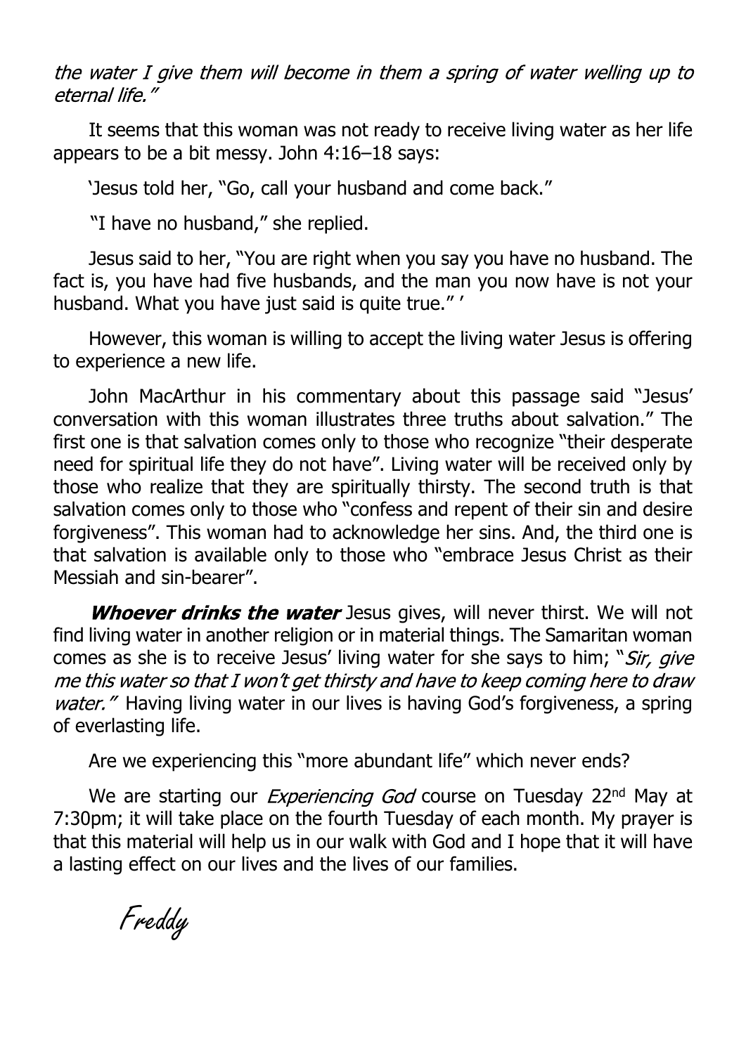*the water I give them will become in them a spring of water welling up to eternal life."*

It seems that this woman was not ready to receive living water as her life appears to be a bit messy. John 4:16–18 says:

'Jesus told her, "Go, call your husband and come back."

"I have no husband," she replied.

Jesus said to her, "You are right when you say you have no husband. The fact is, you have had five husbands, and the man you now have is not your husband. What you have just said is quite true." '

However, this woman is willing to accept the living water Jesus is offering to experience a new life.

John MacArthur in his commentary about this passage said "Jesus' conversation with this woman illustrates three truths about salvation." The first one is that salvation comes only to those who recognize "their desperate need for spiritual life they do not have". Living water will be received only by those who realize that they are spiritually thirsty. The second truth is that salvation comes only to those who "confess and repent of their sin and desire forgiveness". This woman had to acknowledge her sins. And, the third one is that salvation is available only to those who "embrace Jesus Christ as their Messiah and sin-bearer".

***Whoever drinks the water*** Jesus gives, will never thirst. We will not find living water in another religion or in material things. The Samaritan woman comes as she is to receive Jesus' living water for she says to him; "*Sir, give me this water so that I won't get thirsty and have to keep coming here to draw water."* Having living water in our lives is having God's forgiveness, a spring of everlasting life.

Are we experiencing this "more abundant life" which never ends?

We are starting our *Experiencing God* course on Tuesday 22nd May at 7:30pm; it will take place on the fourth Tuesday of each month. My prayer is that this material will help us in our walk with God and I hope that it will have a lasting effect on our lives and the lives of our families.

*Freddy*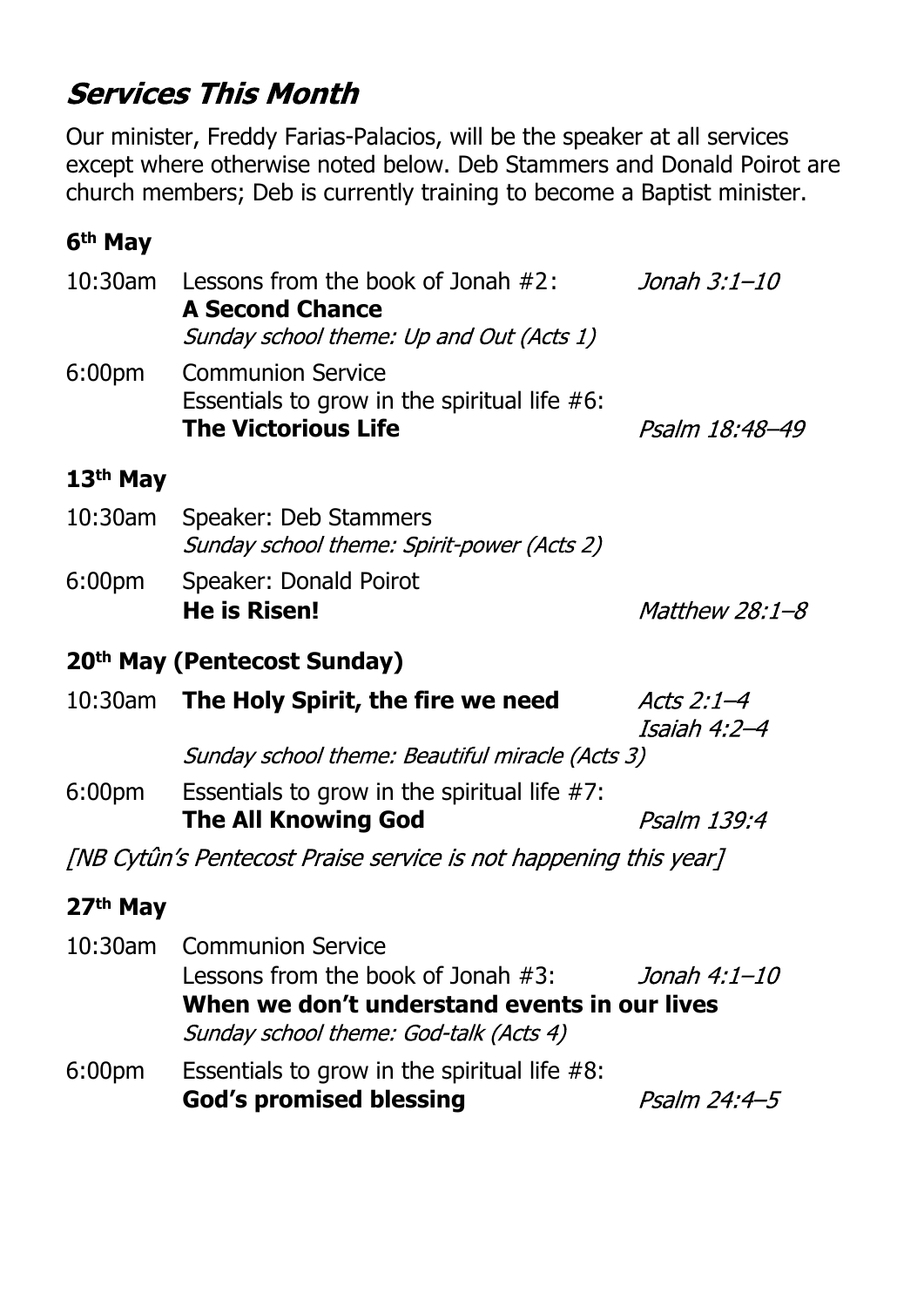## *Services This Month*

Our minister, Freddy Farias-Palacios, will be the speaker at all services except where otherwise noted below. Deb Stammers and Donald Poirot are church members; Deb is currently training to become a Baptist minister.

### 6th May

10:30am Lessons from the book of Jonah #2: **A Second Chance** — *Jonah 3:1–10*
*Sunday school theme: Up and Out (Acts 1)*

6:00pm Communion Service
Essentials to grow in the spiritual life #6: **The Victorious Life** — *Psalm 18:48–49*

### 13th May

10:30am Speaker: Deb Stammers
*Sunday school theme: Spirit-power (Acts 2)*

6:00pm Speaker: Donald Poirot
**He is Risen!** — *Matthew 28:1–8*

### 20th May (Pentecost Sunday)

10:30am **The Holy Spirit, the fire we need** — *Acts 2:1–4*, *Isaiah 4:2–4*
*Sunday school theme: Beautiful miracle (Acts 3)*

6:00pm Essentials to grow in the spiritual life #7: **The All Knowing God** — *Psalm 139:4*

*[NB Cytûn's Pentecost Praise service is not happening this year]*

### 27th May

10:30am Communion Service
Lessons from the book of Jonah #3: **When we don't understand events in our lives** — *Jonah 4:1–10*
*Sunday school theme: God-talk (Acts 4)*

6:00pm Essentials to grow in the spiritual life #8: **God's promised blessing** — *Psalm 24:4–5*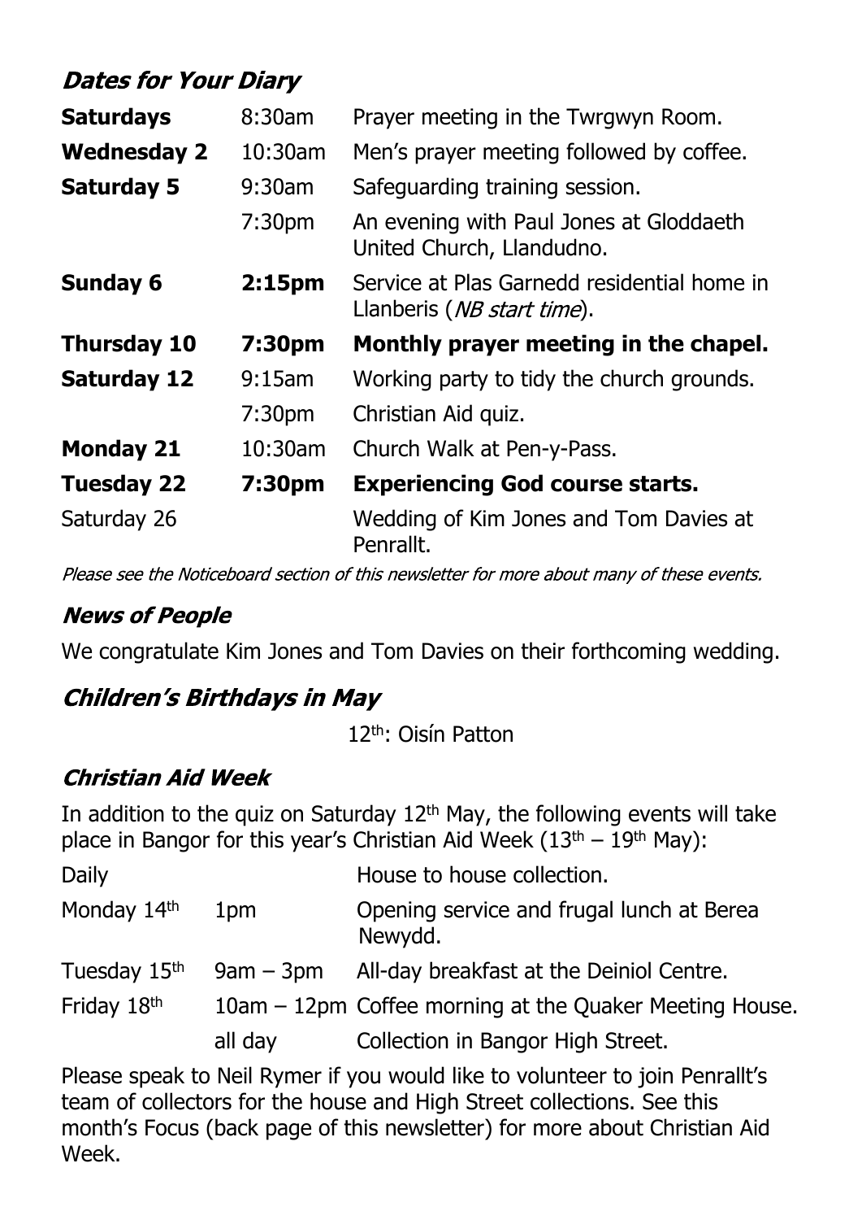## *Dates for Your Diary*

| | | |
|---|---|---|
| **Saturdays** | 8:30am | Prayer meeting in the Twrgwyn Room. |
| **Wednesday 2** | 10:30am | Men's prayer meeting followed by coffee. |
| **Saturday 5** | 9:30am | Safeguarding training session. |
| | 7:30pm | An evening with Paul Jones at Gloddaeth United Church, Llandudno. |
| **Sunday 6** | **2:15pm** | Service at Plas Garnedd residential home in Llanberis (*NB start time*). |
| **Thursday 10** | **7:30pm** | **Monthly prayer meeting in the chapel.** |
| **Saturday 12** | 9:15am | Working party to tidy the church grounds. |
| | 7:30pm | Christian Aid quiz. |
| **Monday 21** | 10:30am | Church Walk at Pen-y-Pass. |
| **Tuesday 22** | **7:30pm** | **Experiencing God course starts.** |
| Saturday 26 | | Wedding of Kim Jones and Tom Davies at Penrallt. |

*Please see the Noticeboard section of this newsletter for more about many of these events.*

## *News of People*

We congratulate Kim Jones and Tom Davies on their forthcoming wedding.

## *Children's Birthdays in May*

12th: Oisín Patton

## *Christian Aid Week*

In addition to the quiz on Saturday 12th May, the following events will take place in Bangor for this year's Christian Aid Week (13th – 19th May):

| | | |
|---|---|---|
| Daily | | House to house collection. |
| Monday 14th | 1pm | Opening service and frugal lunch at Berea Newydd. |
| Tuesday 15th | 9am – 3pm | All-day breakfast at the Deiniol Centre. |
| Friday 18th | 10am – 12pm | Coffee morning at the Quaker Meeting House. |
| | all day | Collection in Bangor High Street. |

Please speak to Neil Rymer if you would like to volunteer to join Penrallt's team of collectors for the house and High Street collections. See this month's Focus (back page of this newsletter) for more about Christian Aid Week.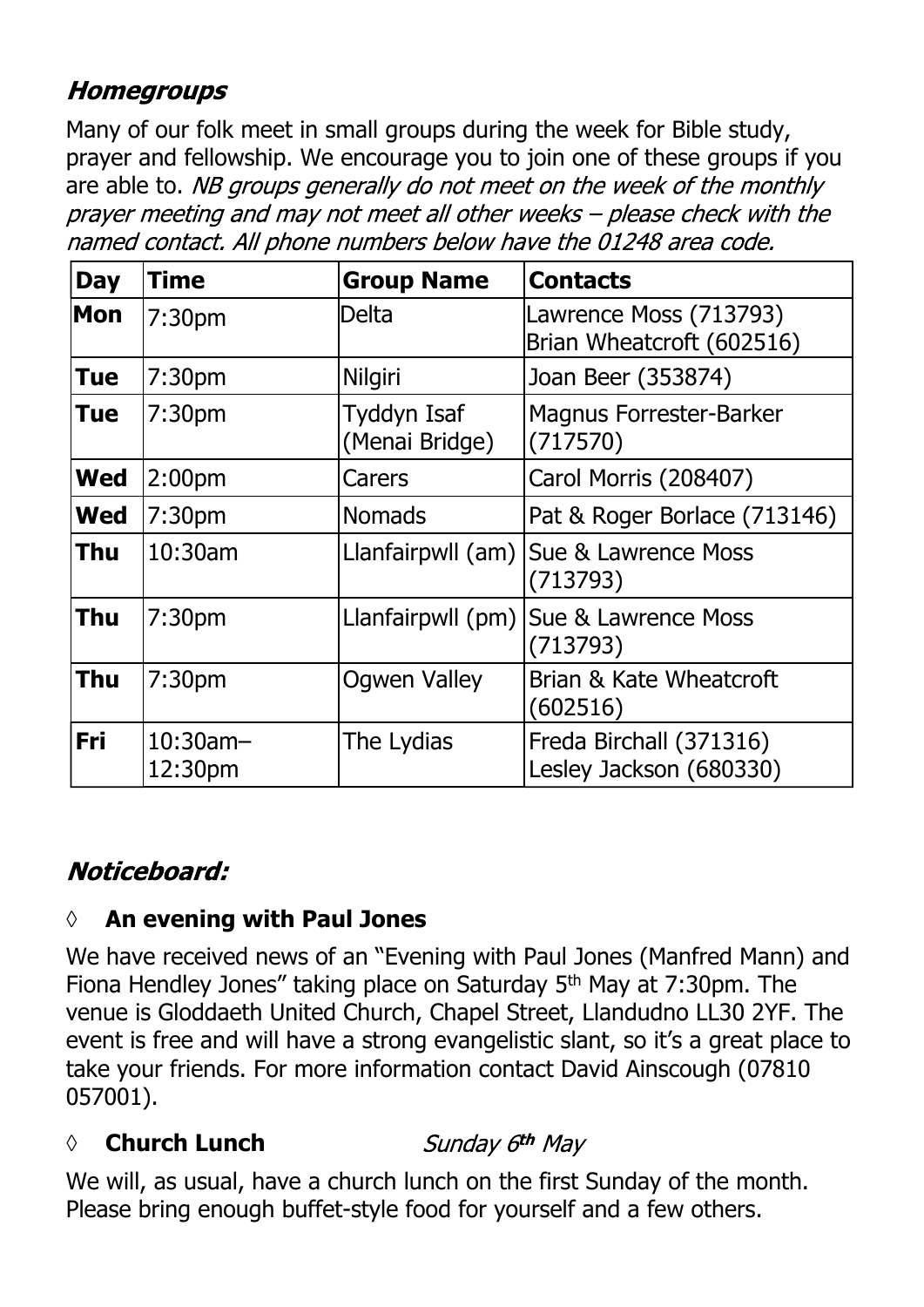## *Homegroups*

Many of our folk meet in small groups during the week for Bible study, prayer and fellowship. We encourage you to join one of these groups if you are able to. *NB groups generally do not meet on the week of the monthly prayer meeting and may not meet all other weeks – please check with the named contact. All phone numbers below have the 01248 area code.*

| Day | Time | Group Name | Contacts |
|---|---|---|---|
| **Mon** | 7:30pm | Delta | Lawrence Moss (713793) Brian Wheatcroft (602516) |
| **Tue** | 7:30pm | Nilgiri | Joan Beer (353874) |
| **Tue** | 7:30pm | Tyddyn Isaf (Menai Bridge) | Magnus Forrester-Barker (717570) |
| **Wed** | 2:00pm | Carers | Carol Morris (208407) |
| **Wed** | 7:30pm | Nomads | Pat & Roger Borlace (713146) |
| **Thu** | 10:30am | Llanfairpwll (am) | Sue & Lawrence Moss (713793) |
| **Thu** | 7:30pm | Llanfairpwll (pm) | Sue & Lawrence Moss (713793) |
| **Thu** | 7:30pm | Ogwen Valley | Brian & Kate Wheatcroft (602516) |
| **Fri** | 10:30am–12:30pm | The Lydias | Freda Birchall (371316) Lesley Jackson (680330) |

## *Noticeboard:*

◊ **An evening with Paul Jones**

We have received news of an "Evening with Paul Jones (Manfred Mann) and Fiona Hendley Jones" taking place on Saturday 5th May at 7:30pm. The venue is Gloddaeth United Church, Chapel Street, Llandudno LL30 2YF. The event is free and will have a strong evangelistic slant, so it's a great place to take your friends. For more information contact David Ainscough (07810 057001).

◊ **Church Lunch** *Sunday 6th May*

We will, as usual, have a church lunch on the first Sunday of the month. Please bring enough buffet-style food for yourself and a few others.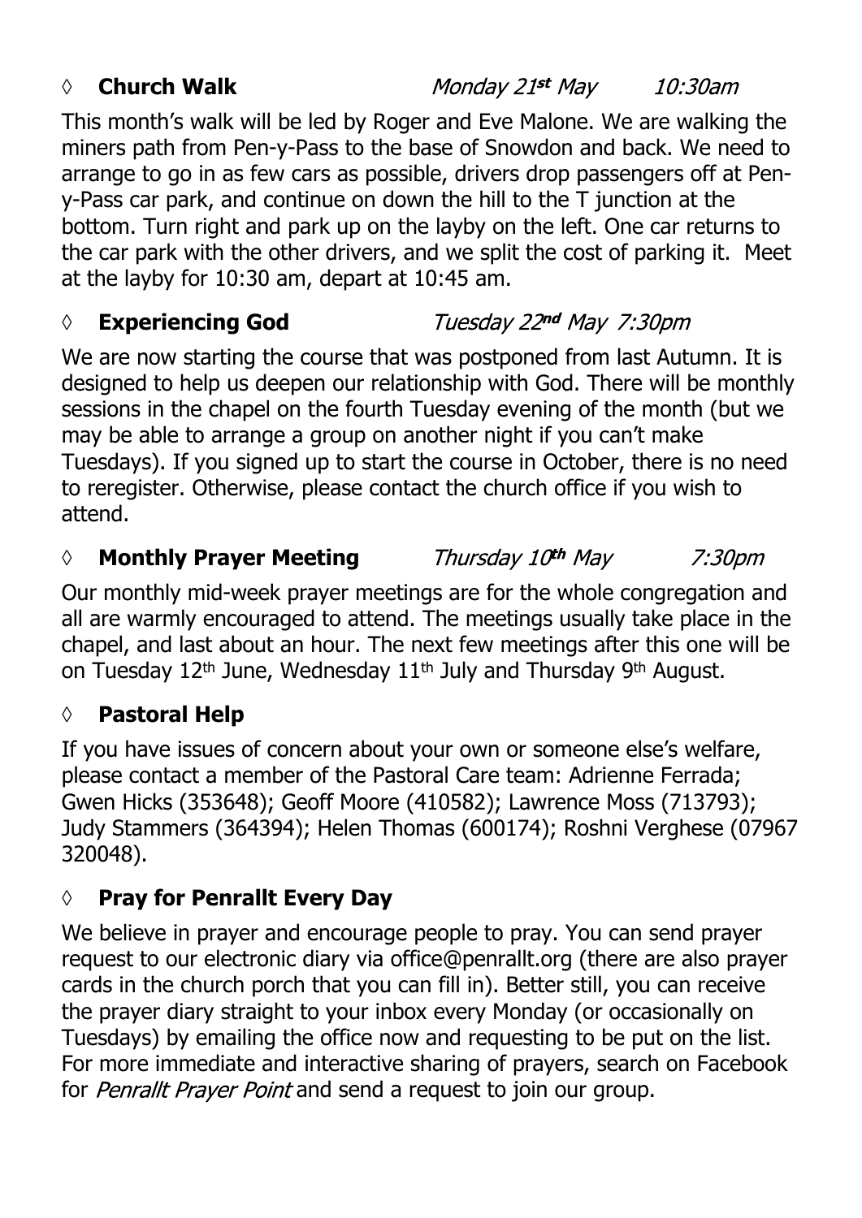### ◊ **Church Walk** *Monday 21st May 10:30am*

This month's walk will be led by Roger and Eve Malone. We are walking the miners path from Pen-y-Pass to the base of Snowdon and back. We need to arrange to go in as few cars as possible, drivers drop passengers off at Pen-y-Pass car park, and continue on down the hill to the T junction at the bottom. Turn right and park up on the layby on the left. One car returns to the car park with the other drivers, and we split the cost of parking it. Meet at the layby for 10:30 am, depart at 10:45 am.

### ◊ **Experiencing God** *Tuesday 22nd May 7:30pm*

We are now starting the course that was postponed from last Autumn. It is designed to help us deepen our relationship with God. There will be monthly sessions in the chapel on the fourth Tuesday evening of the month (but we may be able to arrange a group on another night if you can't make Tuesdays). If you signed up to start the course in October, there is no need to reregister. Otherwise, please contact the church office if you wish to attend.

### ◊ **Monthly Prayer Meeting** *Thursday 10th May 7:30pm*

Our monthly mid-week prayer meetings are for the whole congregation and all are warmly encouraged to attend. The meetings usually take place in the chapel, and last about an hour. The next few meetings after this one will be on Tuesday 12th June, Wednesday 11th July and Thursday 9th August.

### ◊ **Pastoral Help**

If you have issues of concern about your own or someone else's welfare, please contact a member of the Pastoral Care team: Adrienne Ferrada; Gwen Hicks (353648); Geoff Moore (410582); Lawrence Moss (713793); Judy Stammers (364394); Helen Thomas (600174); Roshni Verghese (07967 320048).

### ◊ **Pray for Penrallt Every Day**

We believe in prayer and encourage people to pray. You can send prayer request to our electronic diary via office@penrallt.org (there are also prayer cards in the church porch that you can fill in). Better still, you can receive the prayer diary straight to your inbox every Monday (or occasionally on Tuesdays) by emailing the office now and requesting to be put on the list. For more immediate and interactive sharing of prayers, search on Facebook for *Penrallt Prayer Point* and send a request to join our group.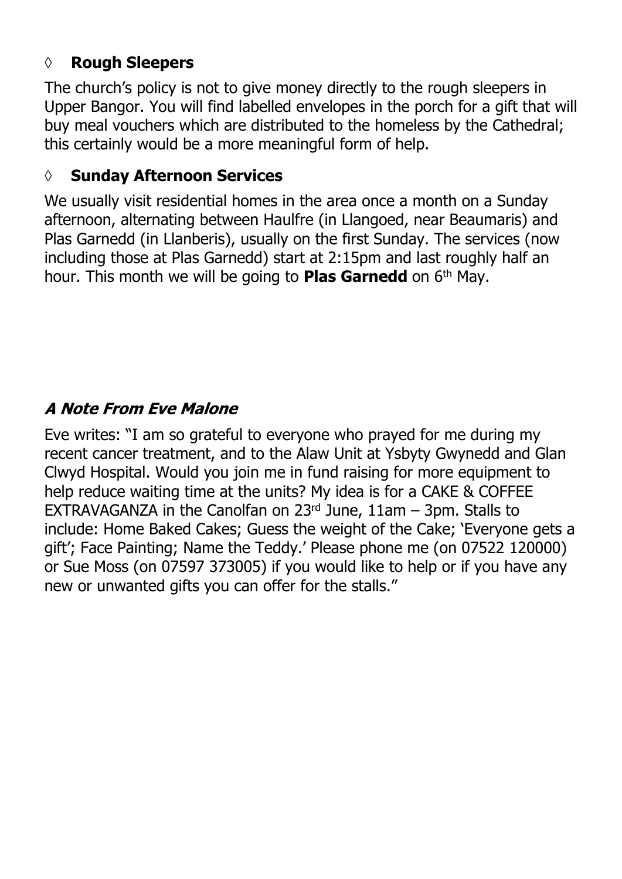- **Rough Sleepers**

The church's policy is not to give money directly to the rough sleepers in Upper Bangor. You will find labelled envelopes in the porch for a gift that will buy meal vouchers which are distributed to the homeless by the Cathedral; this certainly would be a more meaningful form of help.

- **Sunday Afternoon Services**

We usually visit residential homes in the area once a month on a Sunday afternoon, alternating between Haulfre (in Llangoed, near Beaumaris) and Plas Garnedd (in Llanberis), usually on the first Sunday. The services (now including those at Plas Garnedd) start at 2:15pm and last roughly half an hour. This month we will be going to **Plas Garnedd** on 6th May.

## *A Note From Eve Malone*

Eve writes: "I am so grateful to everyone who prayed for me during my recent cancer treatment, and to the Alaw Unit at Ysbyty Gwynedd and Glan Clwyd Hospital. Would you join me in fund raising for more equipment to help reduce waiting time at the units? My idea is for a CAKE & COFFEE EXTRAVAGANZA in the Canolfan on 23rd June, 11am – 3pm. Stalls to include: Home Baked Cakes; Guess the weight of the Cake; 'Everyone gets a gift'; Face Painting; Name the Teddy.' Please phone me (on 07522 120000) or Sue Moss (on 07597 373005) if you would like to help or if you have any new or unwanted gifts you can offer for the stalls."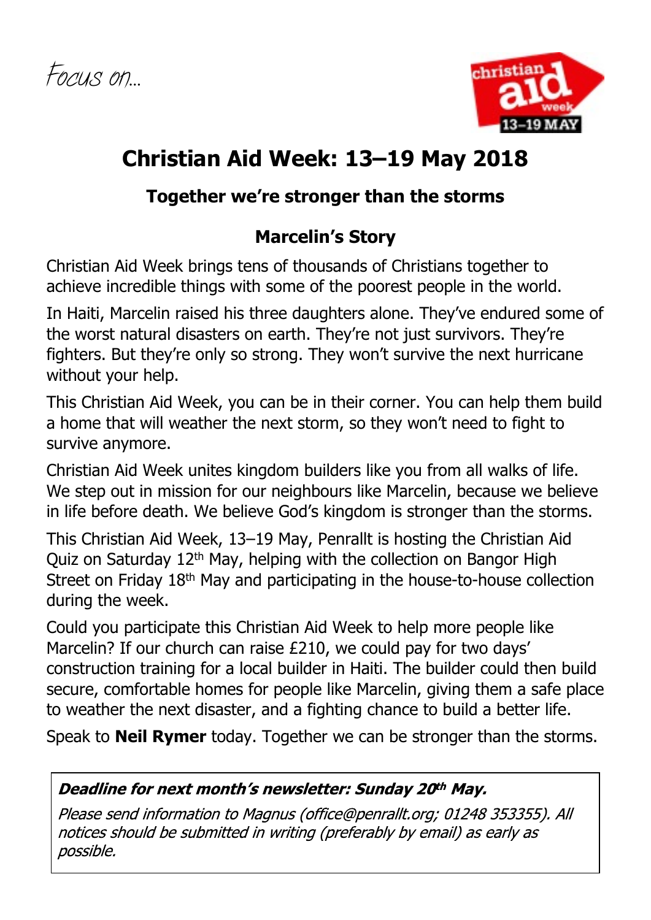*Focus on…*

# Christian Aid Week: 13–19 May 2018

## Together we're stronger than the storms

### Marcelin's Story

Christian Aid Week brings tens of thousands of Christians together to achieve incredible things with some of the poorest people in the world.

In Haiti, Marcelin raised his three daughters alone. They've endured some of the worst natural disasters on earth. They're not just survivors. They're fighters. But they're only so strong. They won't survive the next hurricane without your help.

This Christian Aid Week, you can be in their corner. You can help them build a home that will weather the next storm, so they won't need to fight to survive anymore.

Christian Aid Week unites kingdom builders like you from all walks of life. We step out in mission for our neighbours like Marcelin, because we believe in life before death. We believe God's kingdom is stronger than the storms.

This Christian Aid Week, 13–19 May, Penrallt is hosting the Christian Aid Quiz on Saturday 12th May, helping with the collection on Bangor High Street on Friday 18th May and participating in the house-to-house collection during the week.

Could you participate this Christian Aid Week to help more people like Marcelin? If our church can raise £210, we could pay for two days' construction training for a local builder in Haiti. The builder could then build secure, comfortable homes for people like Marcelin, giving them a safe place to weather the next disaster, and a fighting chance to build a better life.

Speak to **Neil Rymer** today. Together we can be stronger than the storms.

***Deadline for next month's newsletter: Sunday 20th May.***

*Please send information to Magnus (office@penrallt.org; 01248 353355). All notices should be submitted in writing (preferably by email) as early as possible.*